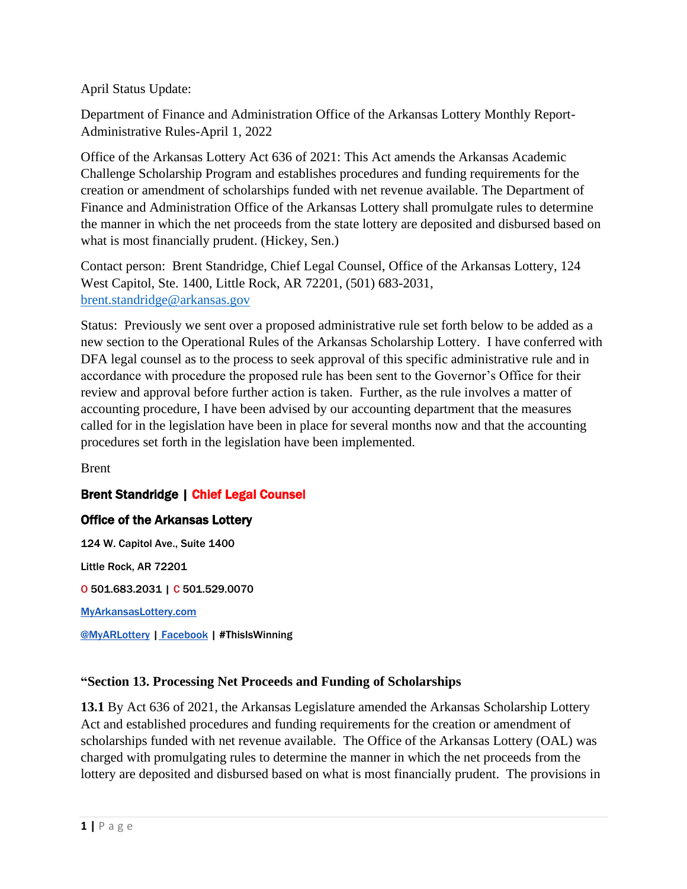April Status Update:

Department of Finance and Administration Office of the Arkansas Lottery Monthly Report-Administrative Rules-April 1, 2022

Office of the Arkansas Lottery Act 636 of 2021: This Act amends the Arkansas Academic Challenge Scholarship Program and establishes procedures and funding requirements for the creation or amendment of scholarships funded with net revenue available. The Department of Finance and Administration Office of the Arkansas Lottery shall promulgate rules to determine the manner in which the net proceeds from the state lottery are deposited and disbursed based on what is most financially prudent. (Hickey, Sen.)

Contact person: Brent Standridge, Chief Legal Counsel, Office of the Arkansas Lottery, 124 West Capitol, Ste. 1400, Little Rock, AR 72201, (501) 683-2031, brent.standridge@arkansas.gov

Status: Previously we sent over a proposed administrative rule set forth below to be added as a new section to the Operational Rules of the Arkansas Scholarship Lottery. I have conferred with DFA legal counsel as to the process to seek approval of this specific administrative rule and in accordance with procedure the proposed rule has been sent to the Governor's Office for their review and approval before further action is taken. Further, as the rule involves a matter of accounting procedure, I have been advised by our accounting department that the measures called for in the legislation have been in place for several months now and that the accounting procedures set forth in the legislation have been implemented.

Brent

**Brent Standridge | Chief Legal Counsel**

**Office of the Arkansas Lottery**

**124 W. Capitol Ave., Suite 1400**

**Little Rock, AR 72201**

**O 501.683.2031 | C 501.529.0070**

**MyArkansasLottery.com**

**@MyARLottery | Facebook | #ThisIsWinning**

**"Section 13. Processing Net Proceeds and Funding of Scholarships**

**13.1** By Act 636 of 2021, the Arkansas Legislature amended the Arkansas Scholarship Lottery Act and established procedures and funding requirements for the creation or amendment of scholarships funded with net revenue available. The Office of the Arkansas Lottery (OAL) was charged with promulgating rules to determine the manner in which the net proceeds from the lottery are deposited and disbursed based on what is most financially prudent. The provisions in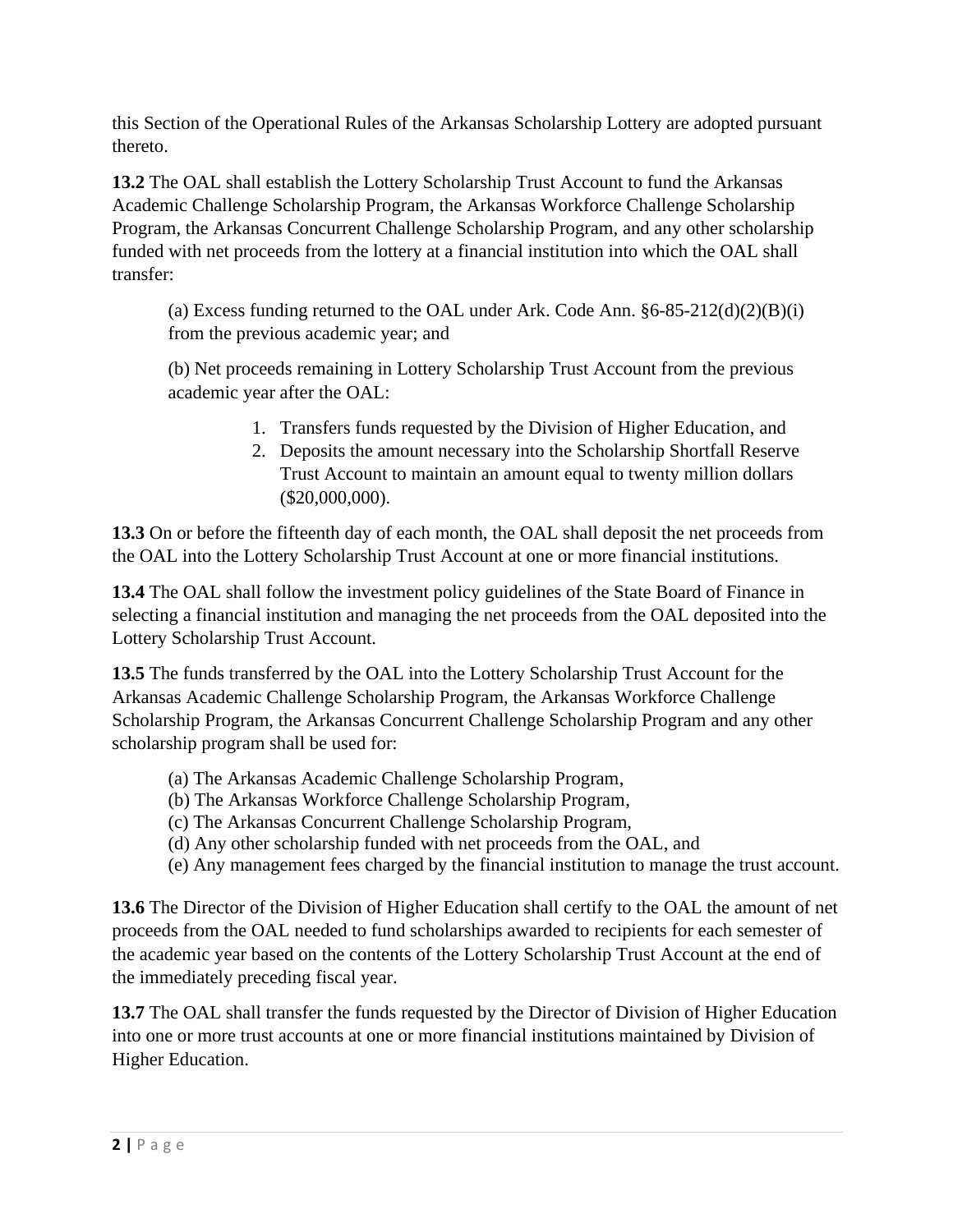this Section of the Operational Rules of the Arkansas Scholarship Lottery are adopted pursuant thereto.

**13.2** The OAL shall establish the Lottery Scholarship Trust Account to fund the Arkansas Academic Challenge Scholarship Program, the Arkansas Workforce Challenge Scholarship Program, the Arkansas Concurrent Challenge Scholarship Program, and any other scholarship funded with net proceeds from the lottery at a financial institution into which the OAL shall transfer:

> (a) Excess funding returned to the OAL under Ark. Code Ann. §6-85-212(d)(2)(B)(i) from the previous academic year; and
>
> (b) Net proceeds remaining in Lottery Scholarship Trust Account from the previous academic year after the OAL:
>
> 1. Transfers funds requested by the Division of Higher Education, and
> 2. Deposits the amount necessary into the Scholarship Shortfall Reserve Trust Account to maintain an amount equal to twenty million dollars ($20,000,000).

**13.3** On or before the fifteenth day of each month, the OAL shall deposit the net proceeds from the OAL into the Lottery Scholarship Trust Account at one or more financial institutions.

**13.4** The OAL shall follow the investment policy guidelines of the State Board of Finance in selecting a financial institution and managing the net proceeds from the OAL deposited into the Lottery Scholarship Trust Account.

**13.5** The funds transferred by the OAL into the Lottery Scholarship Trust Account for the Arkansas Academic Challenge Scholarship Program, the Arkansas Workforce Challenge Scholarship Program, the Arkansas Concurrent Challenge Scholarship Program and any other scholarship program shall be used for:

> (a) The Arkansas Academic Challenge Scholarship Program,
> (b) The Arkansas Workforce Challenge Scholarship Program,
> (c) The Arkansas Concurrent Challenge Scholarship Program,
> (d) Any other scholarship funded with net proceeds from the OAL, and
> (e) Any management fees charged by the financial institution to manage the trust account.

**13.6** The Director of the Division of Higher Education shall certify to the OAL the amount of net proceeds from the OAL needed to fund scholarships awarded to recipients for each semester of the academic year based on the contents of the Lottery Scholarship Trust Account at the end of the immediately preceding fiscal year.

**13.7** The OAL shall transfer the funds requested by the Director of Division of Higher Education into one or more trust accounts at one or more financial institutions maintained by Division of Higher Education.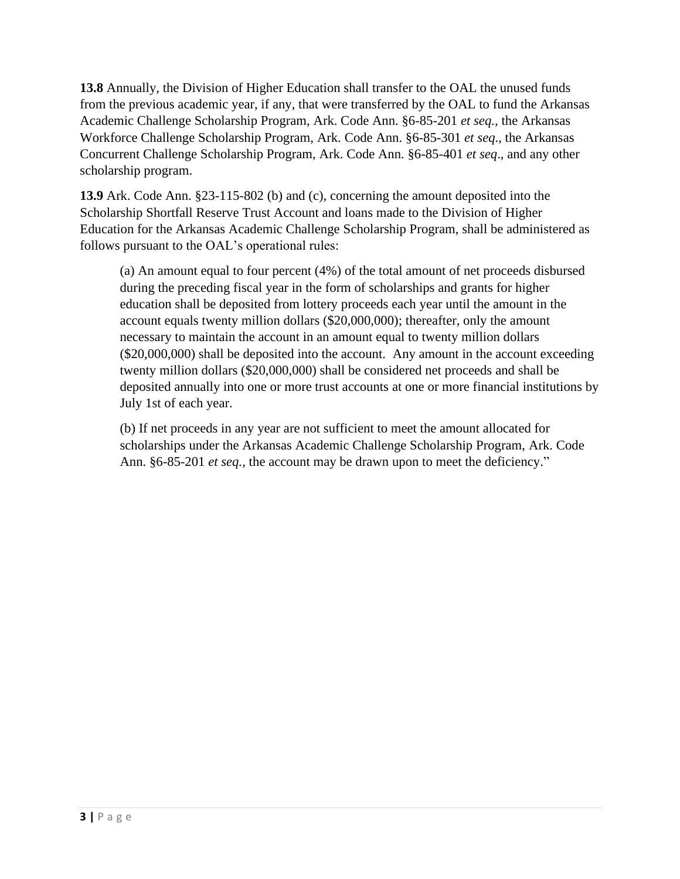**13.8** Annually, the Division of Higher Education shall transfer to the OAL the unused funds from the previous academic year, if any, that were transferred by the OAL to fund the Arkansas Academic Challenge Scholarship Program, Ark. Code Ann. §6-85-201 *et seq.*, the Arkansas Workforce Challenge Scholarship Program, Ark. Code Ann. §6-85-301 *et seq.*, the Arkansas Concurrent Challenge Scholarship Program, Ark. Code Ann. §6-85-401 *et seq*., and any other scholarship program.

**13.9** Ark. Code Ann. §23-115-802 (b) and (c), concerning the amount deposited into the Scholarship Shortfall Reserve Trust Account and loans made to the Division of Higher Education for the Arkansas Academic Challenge Scholarship Program, shall be administered as follows pursuant to the OAL's operational rules:

> (a) An amount equal to four percent (4%) of the total amount of net proceeds disbursed during the preceding fiscal year in the form of scholarships and grants for higher education shall be deposited from lottery proceeds each year until the amount in the account equals twenty million dollars ($20,000,000); thereafter, only the amount necessary to maintain the account in an amount equal to twenty million dollars ($20,000,000) shall be deposited into the account. Any amount in the account exceeding twenty million dollars ($20,000,000) shall be considered net proceeds and shall be deposited annually into one or more trust accounts at one or more financial institutions by July 1st of each year.
>
> (b) If net proceeds in any year are not sufficient to meet the amount allocated for scholarships under the Arkansas Academic Challenge Scholarship Program, Ark. Code Ann. §6-85-201 *et seq.*, the account may be drawn upon to meet the deficiency."